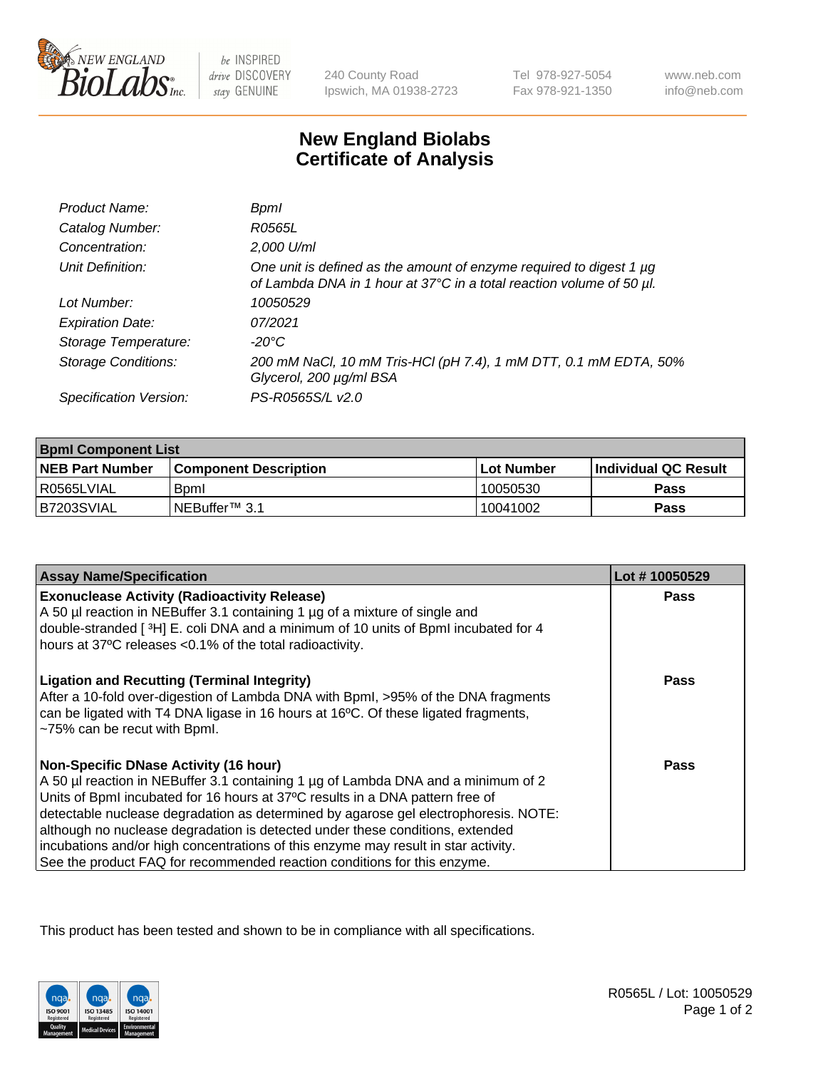# New England Biolabs Certificate of Analysis

| | |
|---|---|
| *Product Name:* | *BpmI* |
| *Catalog Number:* | *R0565L* |
| *Concentration:* | *2,000 U/ml* |
| *Unit Definition:* | *One unit is defined as the amount of enzyme required to digest 1 µg of Lambda DNA in 1 hour at 37°C in a total reaction volume of 50 µl.* |
| *Lot Number:* | *10050529* |
| *Expiration Date:* | *07/2021* |
| *Storage Temperature:* | *-20°C* |
| *Storage Conditions:* | *200 mM NaCl, 10 mM Tris-HCl (pH 7.4), 1 mM DTT, 0.1 mM EDTA, 50% Glycerol, 200 µg/ml BSA* |
| *Specification Version:* | *PS-R0565S/L v2.0* |

| BpmI Component List | | | |
|---|---|---|---|
| **NEB Part Number** | **Component Description** | **Lot Number** | **Individual QC Result** |
| R0565LVIAL | BpmI | 10050530 | **Pass** |
| B7203SVIAL | NEBuffer™ 3.1 | 10041002 | **Pass** |

| Assay Name/Specification | Lot # 10050529 |
|---|---|
| **Exonuclease Activity (Radioactivity Release)**<br>A 50 µl reaction in NEBuffer 3.1 containing 1 µg of a mixture of single and double-stranded [ $^3$H] E. coli DNA and a minimum of 10 units of BpmI incubated for 4 hours at 37ºC releases <0.1% of the total radioactivity. | **Pass** |
| **Ligation and Recutting (Terminal Integrity)**<br>After a 10-fold over-digestion of Lambda DNA with BpmI, >95% of the DNA fragments can be ligated with T4 DNA ligase in 16 hours at 16ºC. Of these ligated fragments, ~75% can be recut with BpmI. | **Pass** |
| **Non-Specific DNase Activity (16 hour)**<br>A 50 µl reaction in NEBuffer 3.1 containing 1 µg of Lambda DNA and a minimum of 2 Units of BpmI incubated for 16 hours at 37ºC results in a DNA pattern free of detectable nuclease degradation as determined by agarose gel electrophoresis. NOTE: although no nuclease degradation is detected under these conditions, extended incubations and/or high concentrations of this enzyme may result in star activity. See the product FAQ for recommended reaction conditions for this enzyme. | **Pass** |

This product has been tested and shown to be in compliance with all specifications.

R0565L / Lot: 10050529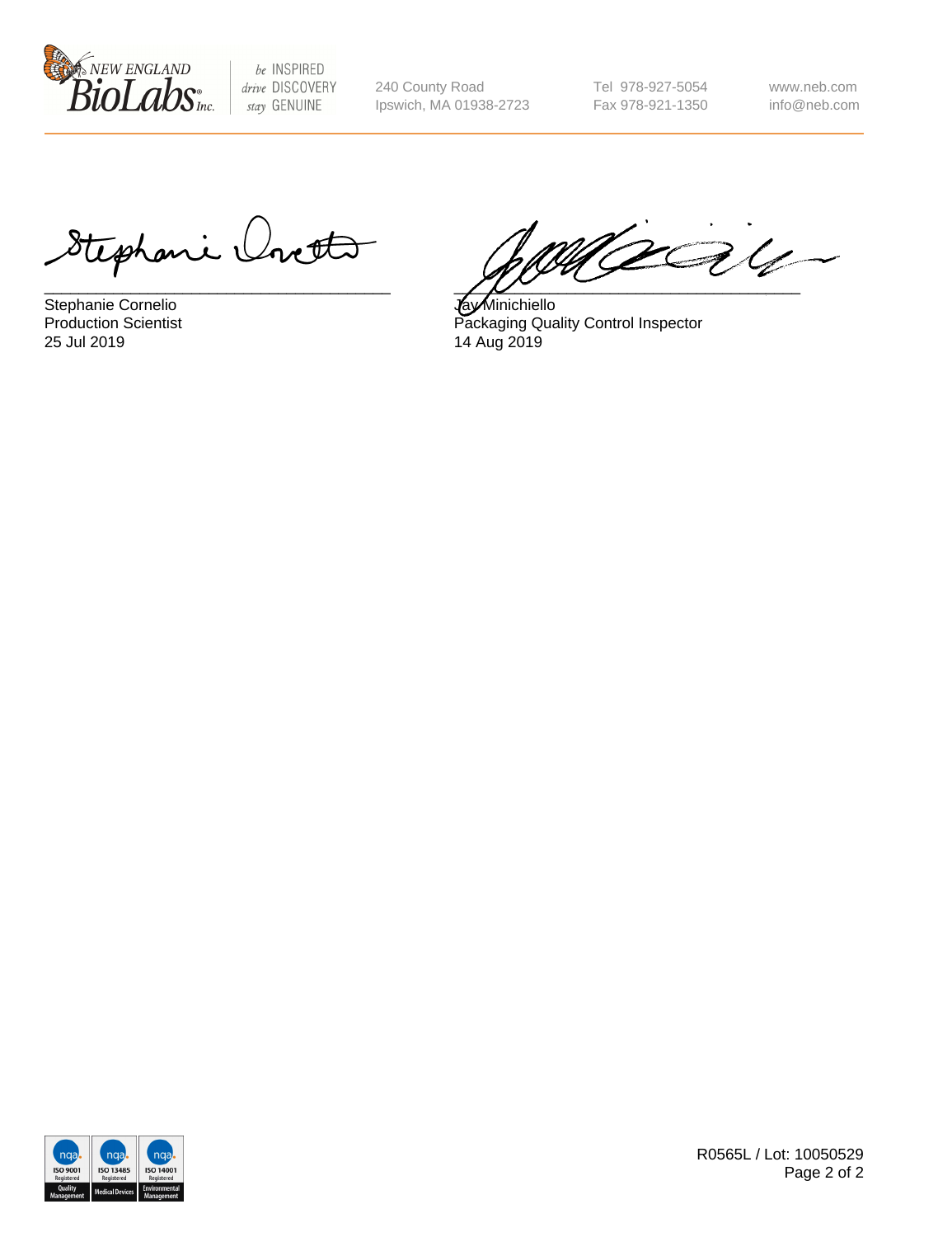Stephanie Cornelio
Production Scientist
25 Jul 2019

Jay Minichiello
Packaging Quality Control Inspector
14 Aug 2019

R0565L / Lot: 10050529